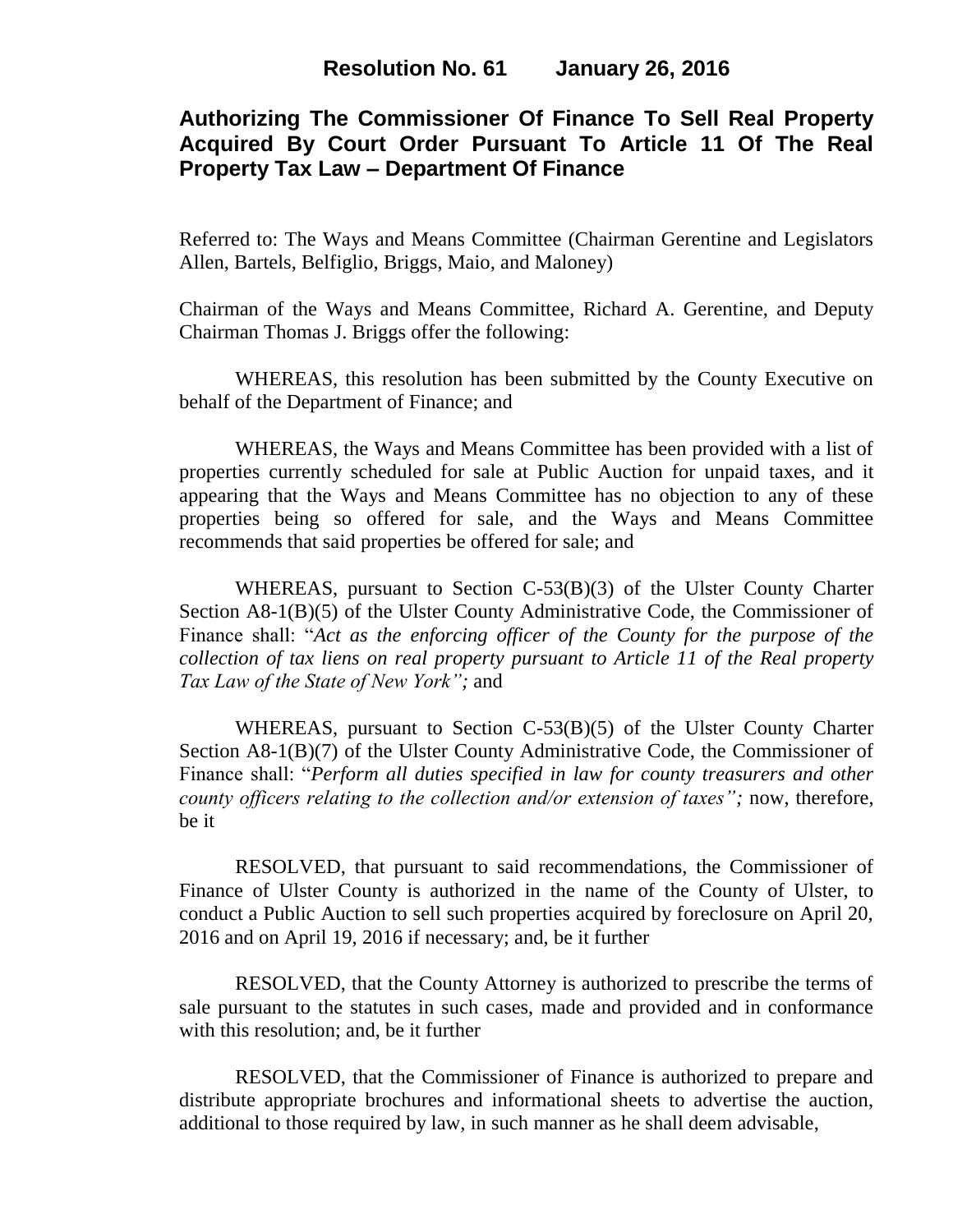**Resolution No. 61 January 26, 2016**

# Authorizing The Commissioner Of Finance To Sell Real Property Acquired By Court Order Pursuant To Article 11 Of The Real Property Tax Law – Department Of Finance

Referred to: The Ways and Means Committee (Chairman Gerentine and Legislators Allen, Bartels, Belfiglio, Briggs, Maio, and Maloney)

Chairman of the Ways and Means Committee, Richard A. Gerentine, and Deputy Chairman Thomas J. Briggs offer the following:

WHEREAS, this resolution has been submitted by the County Executive on behalf of the Department of Finance; and

WHEREAS, the Ways and Means Committee has been provided with a list of properties currently scheduled for sale at Public Auction for unpaid taxes, and it appearing that the Ways and Means Committee has no objection to any of these properties being so offered for sale, and the Ways and Means Committee recommends that said properties be offered for sale; and

WHEREAS, pursuant to Section C-53(B)(3) of the Ulster County Charter Section A8-1(B)(5) of the Ulster County Administrative Code, the Commissioner of Finance shall: "*Act as the enforcing officer of the County for the purpose of the collection of tax liens on real property pursuant to Article 11 of the Real property Tax Law of the State of New York";* and

WHEREAS, pursuant to Section C-53(B)(5) of the Ulster County Charter Section A8-1(B)(7) of the Ulster County Administrative Code, the Commissioner of Finance shall: "*Perform all duties specified in law for county treasurers and other county officers relating to the collection and/or extension of taxes";* now, therefore, be it

RESOLVED, that pursuant to said recommendations, the Commissioner of Finance of Ulster County is authorized in the name of the County of Ulster, to conduct a Public Auction to sell such properties acquired by foreclosure on April 20, 2016 and on April 19, 2016 if necessary; and, be it further

RESOLVED, that the County Attorney is authorized to prescribe the terms of sale pursuant to the statutes in such cases, made and provided and in conformance with this resolution; and, be it further

RESOLVED, that the Commissioner of Finance is authorized to prepare and distribute appropriate brochures and informational sheets to advertise the auction, additional to those required by law, in such manner as he shall deem advisable,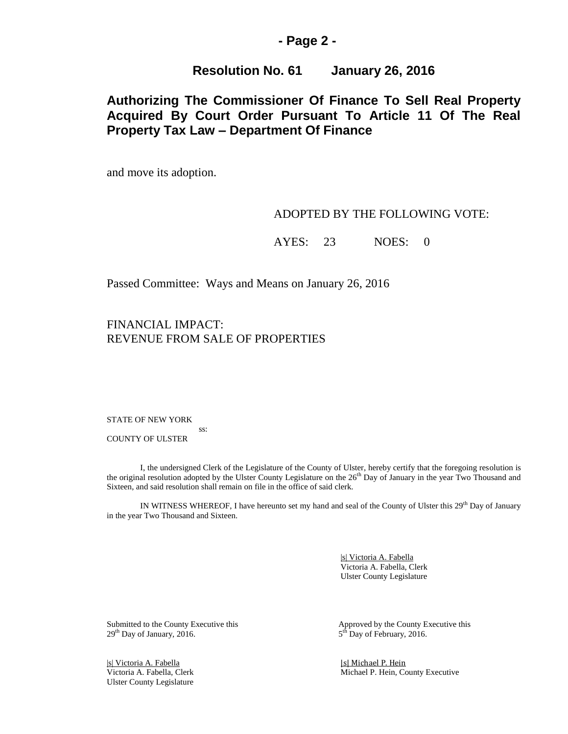## Resolution No. 61 January 26, 2016

## Authorizing The Commissioner Of Finance To Sell Real Property Acquired By Court Order Pursuant To Article 11 Of The Real Property Tax Law – Department Of Finance

and move its adoption.

ADOPTED BY THE FOLLOWING VOTE:

AYES: 23 NOES: 0

Passed Committee: Ways and Means on January 26, 2016

FINANCIAL IMPACT:
REVENUE FROM SALE OF PROPERTIES

STATE OF NEW YORK
ss:
COUNTY OF ULSTER

I, the undersigned Clerk of the Legislature of the County of Ulster, hereby certify that the foregoing resolution is the original resolution adopted by the Ulster County Legislature on the 26th Day of January in the year Two Thousand and Sixteen, and said resolution shall remain on file in the office of said clerk.

IN WITNESS WHEREOF, I have hereunto set my hand and seal of the County of Ulster this 29th Day of January in the year Two Thousand and Sixteen.

|s| Victoria A. Fabella
Victoria A. Fabella, Clerk
Ulster County Legislature

Submitted to the County Executive this
29th Day of January, 2016.

|s| Victoria A. Fabella
Victoria A. Fabella, Clerk
Ulster County Legislature

Approved by the County Executive this
5th Day of February, 2016.

|s| Michael P. Hein
Michael P. Hein, County Executive